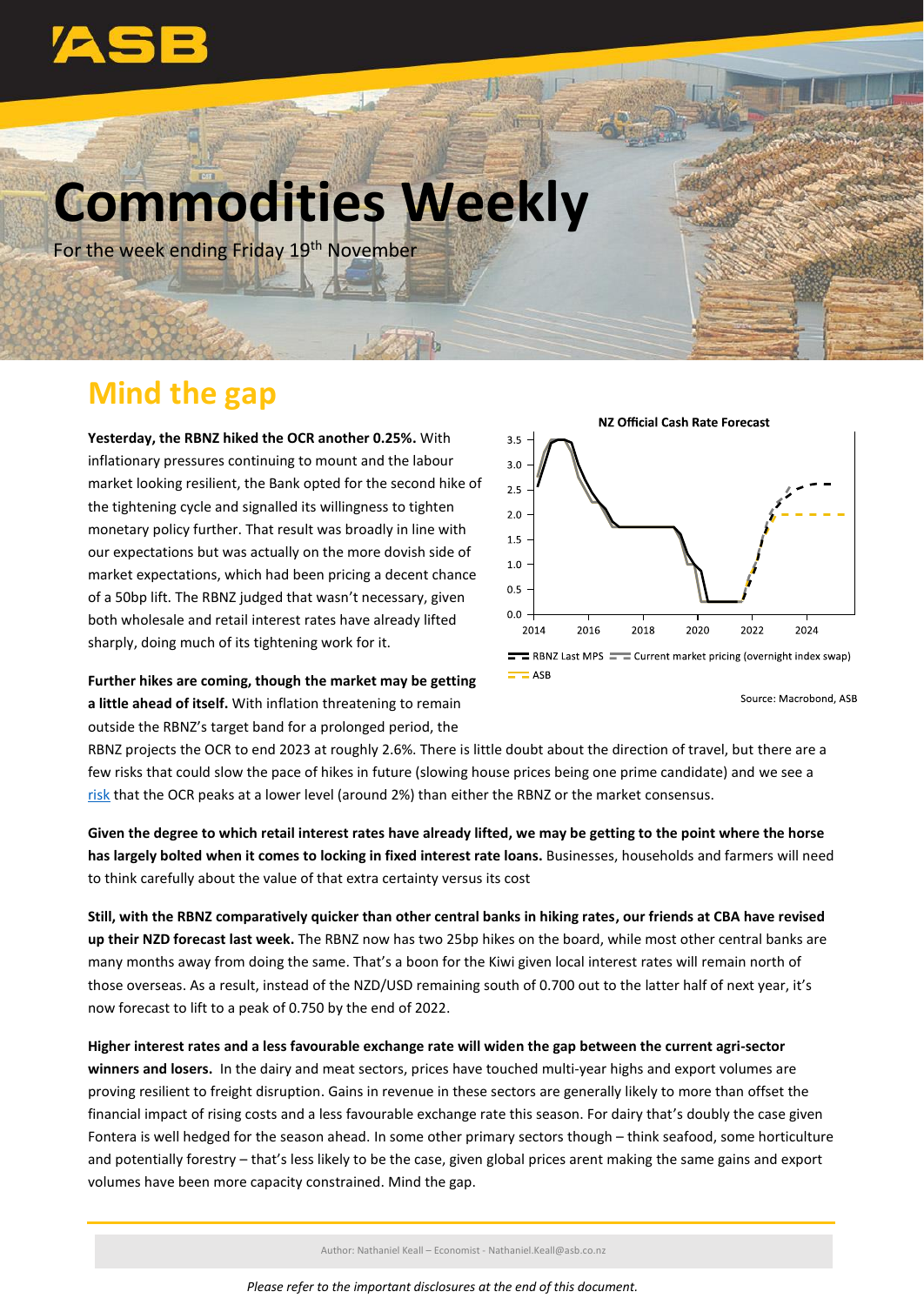# Commodities Weekly

For the week ending Friday 19th November

## Mind the gap

**Yesterday, the RBNZ hiked the OCR another 0.25%.** With inflationary pressures continuing to mount and the labour market looking resilient, the Bank opted for the second hike of the tightening cycle and signalled its willingness to tighten monetary policy further. That result was broadly in line with our expectations but was actually on the more dovish side of market expectations, which had been pricing a decent chance of a 50bp lift. The RBNZ judged that wasn't necessary, given both wholesale and retail interest rates have already lifted sharply, doing much of its tightening work for it.

**NZ Official Cash Rate Forecast**

RBNZ Last MPS | Current market pricing (overnight index swap) | ASB

Source: Macrobond, ASB

**Further hikes are coming, though the market may be getting a little ahead of itself.** With inflation threatening to remain outside the RBNZ's target band for a prolonged period, the RBNZ projects the OCR to end 2023 at roughly 2.6%. There is little doubt about the direction of travel, but there are a few risks that could slow the pace of hikes in future (slowing house prices being one prime candidate) and we see a risk that the OCR peaks at a lower level (around 2%) than either the RBNZ or the market consensus.

**Given the degree to which retail interest rates have already lifted, we may be getting to the point where the horse has largely bolted when it comes to locking in fixed interest rate loans.** Businesses, households and farmers will need to think carefully about the value of that extra certainty versus its cost

**Still, with the RBNZ comparatively quicker than other central banks in hiking rates, our friends at CBA have revised up their NZD forecast last week.** The RBNZ now has two 25bp hikes on the board, while most other central banks are many months away from doing the same. That's a boon for the Kiwi given local interest rates will remain north of those overseas. As a result, instead of the NZD/USD remaining south of 0.700 out to the latter half of next year, it's now forecast to lift to a peak of 0.750 by the end of 2022.

**Higher interest rates and a less favourable exchange rate will widen the gap between the current agri-sector winners and losers.** In the dairy and meat sectors, prices have touched multi-year highs and export volumes are proving resilient to freight disruption. Gains in revenue in these sectors are generally likely to more than offset the financial impact of rising costs and a less favourable exchange rate this season. For dairy that's doubly the case given Fontera is well hedged for the season ahead. In some other primary sectors though – think seafood, some horticulture and potentially forestry – that's less likely to be the case, given global prices arent making the same gains and export volumes have been more capacity constrained. Mind the gap.

Author: Nathaniel Keall – Economist - Nathaniel.Keall@asb.co.nz

*Please refer to the important disclosures at the end of this document.*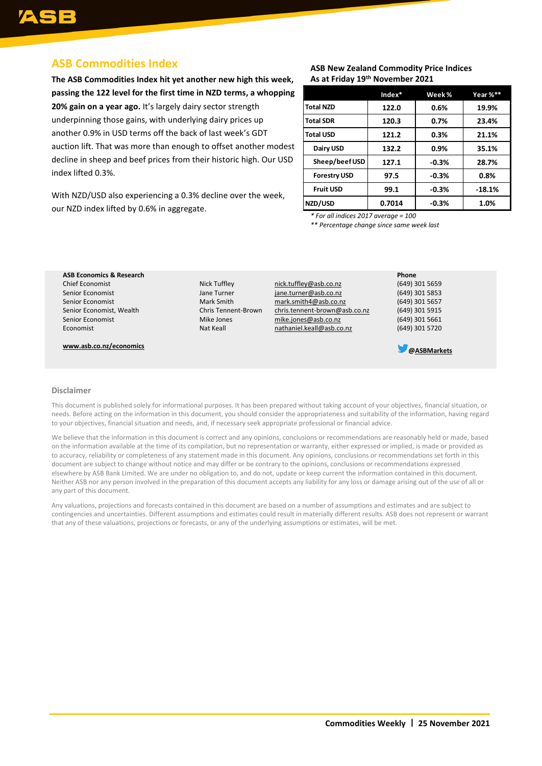## ASB Commodities Index

**The ASB Commodities Index hit yet another new high this week, passing the 122 level for the first time in NZD terms, a whopping 20% gain on a year ago.** It's largely dairy sector strength underpinning those gains, with underlying dairy prices up another 0.9% in USD terms off the back of last week's GDT auction lift. That was more than enough to offset another modest decline in sheep and beef prices from their historic high. Our USD index lifted 0.3%.

With NZD/USD also experiencing a 0.3% decline over the week, our NZD index lifted by 0.6% in aggregate.

**ASB New Zealand Commodity Price Indices**
**As at Friday 19th November 2021**

| | Index* | Week % | Year %** |
|---|---|---|---|
| Total NZD | 122.0 | 0.6% | 19.9% |
| Total SDR | 120.3 | 0.7% | 23.4% |
| Total USD | 121.2 | 0.3% | 21.1% |
| Dairy USD | 132.2 | 0.9% | 35.1% |
| Sheep/beef USD | 127.1 | -0.3% | 28.7% |
| Forestry USD | 97.5 | -0.3% | 0.8% |
| Fruit USD | 99.1 | -0.3% | -18.1% |
| NZD/USD | 0.7014 | -0.3% | 1.0% |

*\* For all indices 2017 average = 100*
*\*\* Percentage change since same week last*

| ASB Economics & Research | | | Phone |
|---|---|---|---|
| Chief Economist | Nick Tuffley | nick.tuffley@asb.co.nz | (649) 301 5659 |
| Senior Economist | Jane Turner | jane.turner@asb.co.nz | (649) 301 5853 |
| Senior Economist | Mark Smith | mark.smith4@asb.co.nz | (649) 301 5657 |
| Senior Economist, Wealth | Chris Tennent-Brown | chris.tennent-brown@asb.co.nz | (649) 301 5915 |
| Senior Economist | Mike Jones | mike.jones@asb.co.nz | (649) 301 5661 |
| Economist | Nat Keall | nathaniel.keall@asb.co.nz | (649) 301 5720 |

www.asb.co.nz/economics

@ASBMarkets

### Disclaimer

This document is published solely for informational purposes. It has been prepared without taking account of your objectives, financial situation, or needs. Before acting on the information in this document, you should consider the appropriateness and suitability of the information, having regard to your objectives, financial situation and needs, and, if necessary seek appropriate professional or financial advice.

We believe that the information in this document is correct and any opinions, conclusions or recommendations are reasonably held or made, based on the information available at the time of its compilation, but no representation or warranty, either expressed or implied, is made or provided as to accuracy, reliability or completeness of any statement made in this document. Any opinions, conclusions or recommendations set forth in this document are subject to change without notice and may differ or be contrary to the opinions, conclusions or recommendations expressed elsewhere by ASB Bank Limited. We are under no obligation to, and do not, update or keep current the information contained in this document. Neither ASB nor any person involved in the preparation of this document accepts any liability for any loss or damage arising out of the use of all or any part of this document.

Any valuations, projections and forecasts contained in this document are based on a number of assumptions and estimates and are subject to contingencies and uncertainties. Different assumptions and estimates could result in materially different results. ASB does not represent or warrant that any of these valuations, projections or forecasts, or any of the underlying assumptions or estimates, will be met.